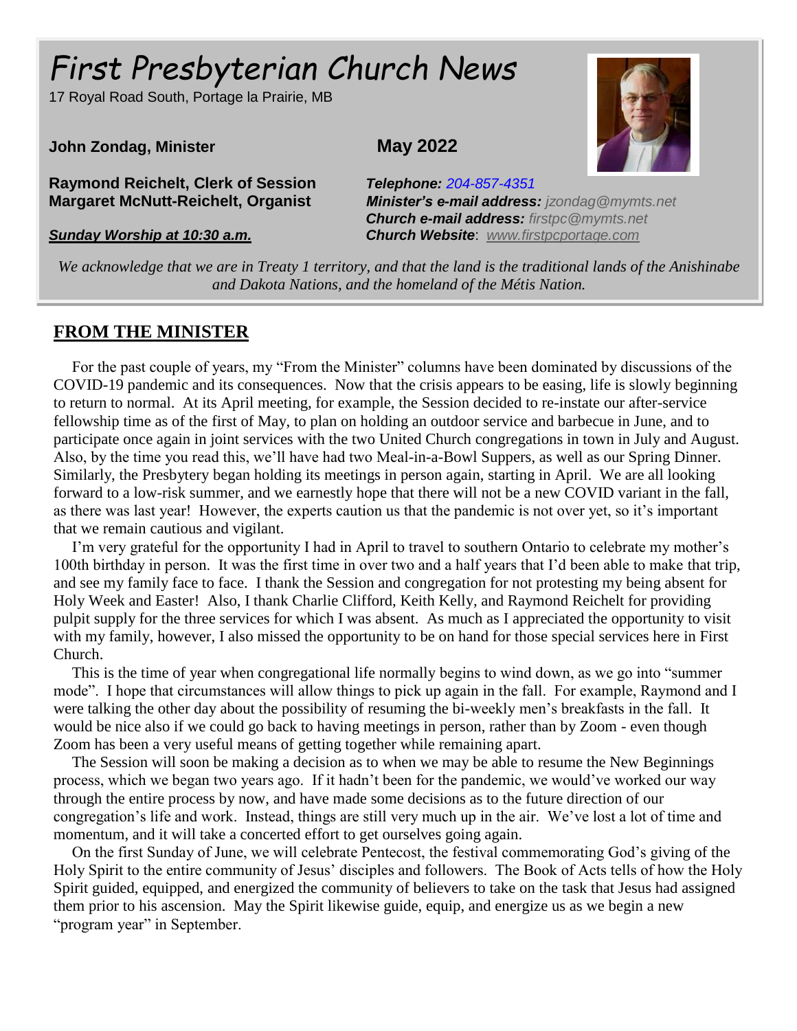# First Presbyterian Church News

17 Royal Road South, Portage la Prairie, MB

**John Zondag, Minister**

**May 2022**

**Raymond Reichelt, Clerk of Session**
**Margaret McNutt-Reichelt, Organist**

***Telephone:*** 204-857-4351
***Minister's e-mail address:*** *jzondag@mymts.net*
***Church e-mail address:*** *firstpc@mymts.net*
***Church Website***: *www.firstpcportage.com*

***Sunday Worship at 10:30 a.m.***

*We acknowledge that we are in Treaty 1 territory, and that the land is the traditional lands of the Anishinabe and Dakota Nations, and the homeland of the Métis Nation.*

## FROM THE MINISTER

For the past couple of years, my "From the Minister" columns have been dominated by discussions of the COVID-19 pandemic and its consequences. Now that the crisis appears to be easing, life is slowly beginning to return to normal. At its April meeting, for example, the Session decided to re-instate our after-service fellowship time as of the first of May, to plan on holding an outdoor service and barbecue in June, and to participate once again in joint services with the two United Church congregations in town in July and August. Also, by the time you read this, we'll have had two Meal-in-a-Bowl Suppers, as well as our Spring Dinner. Similarly, the Presbytery began holding its meetings in person again, starting in April. We are all looking forward to a low-risk summer, and we earnestly hope that there will not be a new COVID variant in the fall, as there was last year! However, the experts caution us that the pandemic is not over yet, so it's important that we remain cautious and vigilant.

I'm very grateful for the opportunity I had in April to travel to southern Ontario to celebrate my mother's 100th birthday in person. It was the first time in over two and a half years that I'd been able to make that trip, and see my family face to face. I thank the Session and congregation for not protesting my being absent for Holy Week and Easter! Also, I thank Charlie Clifford, Keith Kelly, and Raymond Reichelt for providing pulpit supply for the three services for which I was absent. As much as I appreciated the opportunity to visit with my family, however, I also missed the opportunity to be on hand for those special services here in First Church.

This is the time of year when congregational life normally begins to wind down, as we go into "summer mode". I hope that circumstances will allow things to pick up again in the fall. For example, Raymond and I were talking the other day about the possibility of resuming the bi-weekly men's breakfasts in the fall. It would be nice also if we could go back to having meetings in person, rather than by Zoom - even though Zoom has been a very useful means of getting together while remaining apart.

The Session will soon be making a decision as to when we may be able to resume the New Beginnings process, which we began two years ago. If it hadn't been for the pandemic, we would've worked our way through the entire process by now, and have made some decisions as to the future direction of our congregation's life and work. Instead, things are still very much up in the air. We've lost a lot of time and momentum, and it will take a concerted effort to get ourselves going again.

On the first Sunday of June, we will celebrate Pentecost, the festival commemorating God's giving of the Holy Spirit to the entire community of Jesus' disciples and followers. The Book of Acts tells of how the Holy Spirit guided, equipped, and energized the community of believers to take on the task that Jesus had assigned them prior to his ascension. May the Spirit likewise guide, equip, and energize us as we begin a new "program year" in September.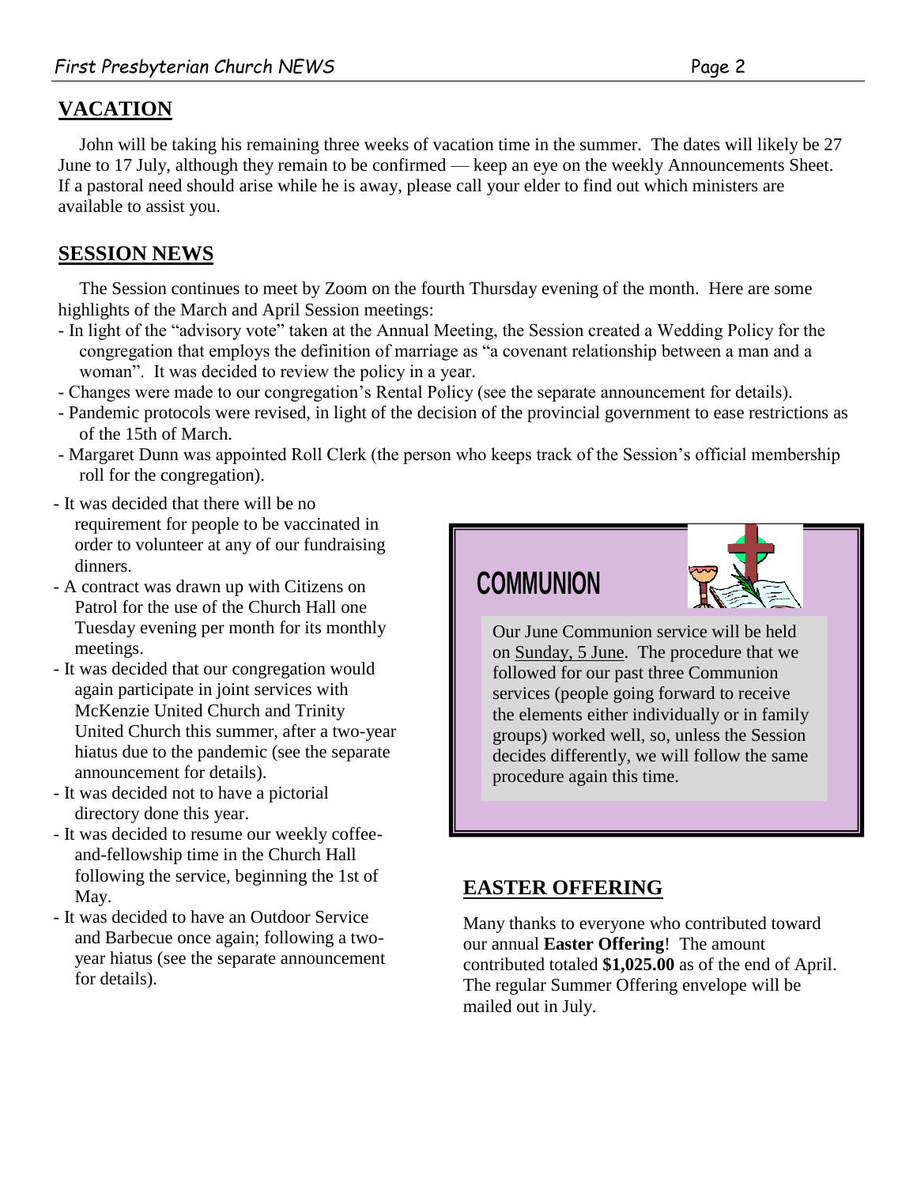## VACATION

John will be taking his remaining three weeks of vacation time in the summer. The dates will likely be 27 June to 17 July, although they remain to be confirmed — keep an eye on the weekly Announcements Sheet. If a pastoral need should arise while he is away, please call your elder to find out which ministers are available to assist you.

## SESSION NEWS

The Session continues to meet by Zoom on the fourth Thursday evening of the month. Here are some highlights of the March and April Session meetings:

- In light of the "advisory vote" taken at the Annual Meeting, the Session created a Wedding Policy for the congregation that employs the definition of marriage as "a covenant relationship between a man and a woman". It was decided to review the policy in a year.
- Changes were made to our congregation's Rental Policy (see the separate announcement for details).
- Pandemic protocols were revised, in light of the decision of the provincial government to ease restrictions as of the 15th of March.
- Margaret Dunn was appointed Roll Clerk (the person who keeps track of the Session's official membership roll for the congregation).
- It was decided that there will be no requirement for people to be vaccinated in order to volunteer at any of our fundraising dinners.
- A contract was drawn up with Citizens on Patrol for the use of the Church Hall one Tuesday evening per month for its monthly meetings.
- It was decided that our congregation would again participate in joint services with McKenzie United Church and Trinity United Church this summer, after a two-year hiatus due to the pandemic (see the separate announcement for details).
- It was decided not to have a pictorial directory done this year.
- It was decided to resume our weekly coffee-and-fellowship time in the Church Hall following the service, beginning the 1st of May.
- It was decided to have an Outdoor Service and Barbecue once again; following a two-year hiatus (see the separate announcement for details).

## COMMUNION

Our June Communion service will be held on Sunday, 5 June. The procedure that we followed for our past three Communion services (people going forward to receive the elements either individually or in family groups) worked well, so, unless the Session decides differently, we will follow the same procedure again this time.

## EASTER OFFERING

Many thanks to everyone who contributed toward our annual **Easter Offering**! The amount contributed totaled **$1,025.00** as of the end of April. The regular Summer Offering envelope will be mailed out in July.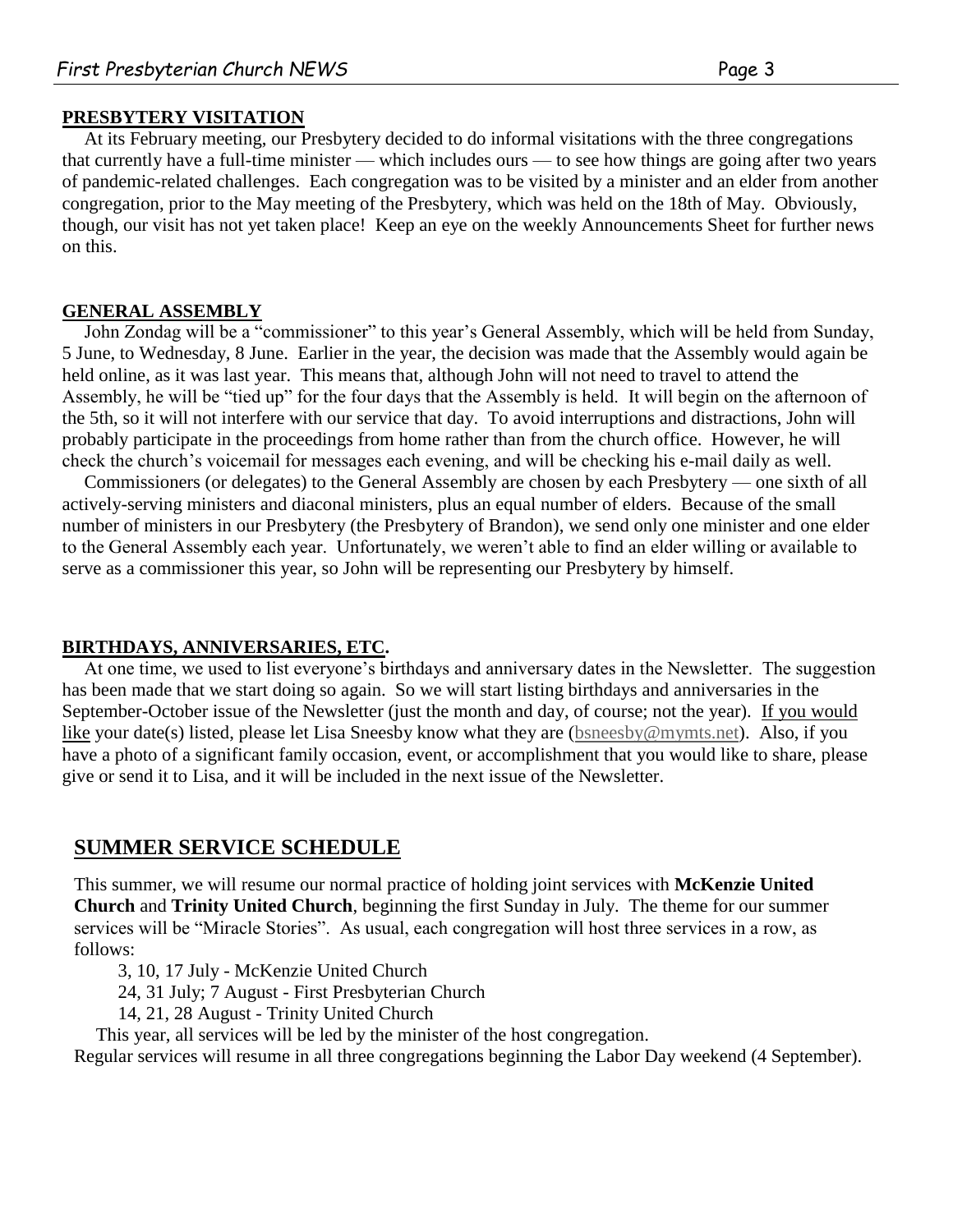## PRESBYTERY VISITATION

At its February meeting, our Presbytery decided to do informal visitations with the three congregations that currently have a full-time minister — which includes ours — to see how things are going after two years of pandemic-related challenges. Each congregation was to be visited by a minister and an elder from another congregation, prior to the May meeting of the Presbytery, which was held on the 18th of May. Obviously, though, our visit has not yet taken place! Keep an eye on the weekly Announcements Sheet for further news on this.

## GENERAL ASSEMBLY

John Zondag will be a "commissioner" to this year's General Assembly, which will be held from Sunday, 5 June, to Wednesday, 8 June. Earlier in the year, the decision was made that the Assembly would again be held online, as it was last year. This means that, although John will not need to travel to attend the Assembly, he will be "tied up" for the four days that the Assembly is held. It will begin on the afternoon of the 5th, so it will not interfere with our service that day. To avoid interruptions and distractions, John will probably participate in the proceedings from home rather than from the church office. However, he will check the church's voicemail for messages each evening, and will be checking his e-mail daily as well.

Commissioners (or delegates) to the General Assembly are chosen by each Presbytery — one sixth of all actively-serving ministers and diaconal ministers, plus an equal number of elders. Because of the small number of ministers in our Presbytery (the Presbytery of Brandon), we send only one minister and one elder to the General Assembly each year. Unfortunately, we weren't able to find an elder willing or available to serve as a commissioner this year, so John will be representing our Presbytery by himself.

## BIRTHDAYS, ANNIVERSARIES, ETC.

At one time, we used to list everyone's birthdays and anniversary dates in the Newsletter. The suggestion has been made that we start doing so again. So we will start listing birthdays and anniversaries in the September-October issue of the Newsletter (just the month and day, of course; not the year). If you would like your date(s) listed, please let Lisa Sneesby know what they are (bsneesby@mymts.net). Also, if you have a photo of a significant family occasion, event, or accomplishment that you would like to share, please give or send it to Lisa, and it will be included in the next issue of the Newsletter.

## SUMMER SERVICE SCHEDULE

This summer, we will resume our normal practice of holding joint services with **McKenzie United Church** and **Trinity United Church**, beginning the first Sunday in July. The theme for our summer services will be "Miracle Stories". As usual, each congregation will host three services in a row, as follows:

3, 10, 17 July - McKenzie United Church
24, 31 July; 7 August - First Presbyterian Church
14, 21, 28 August - Trinity United Church

This year, all services will be led by the minister of the host congregation.

Regular services will resume in all three congregations beginning the Labor Day weekend (4 September).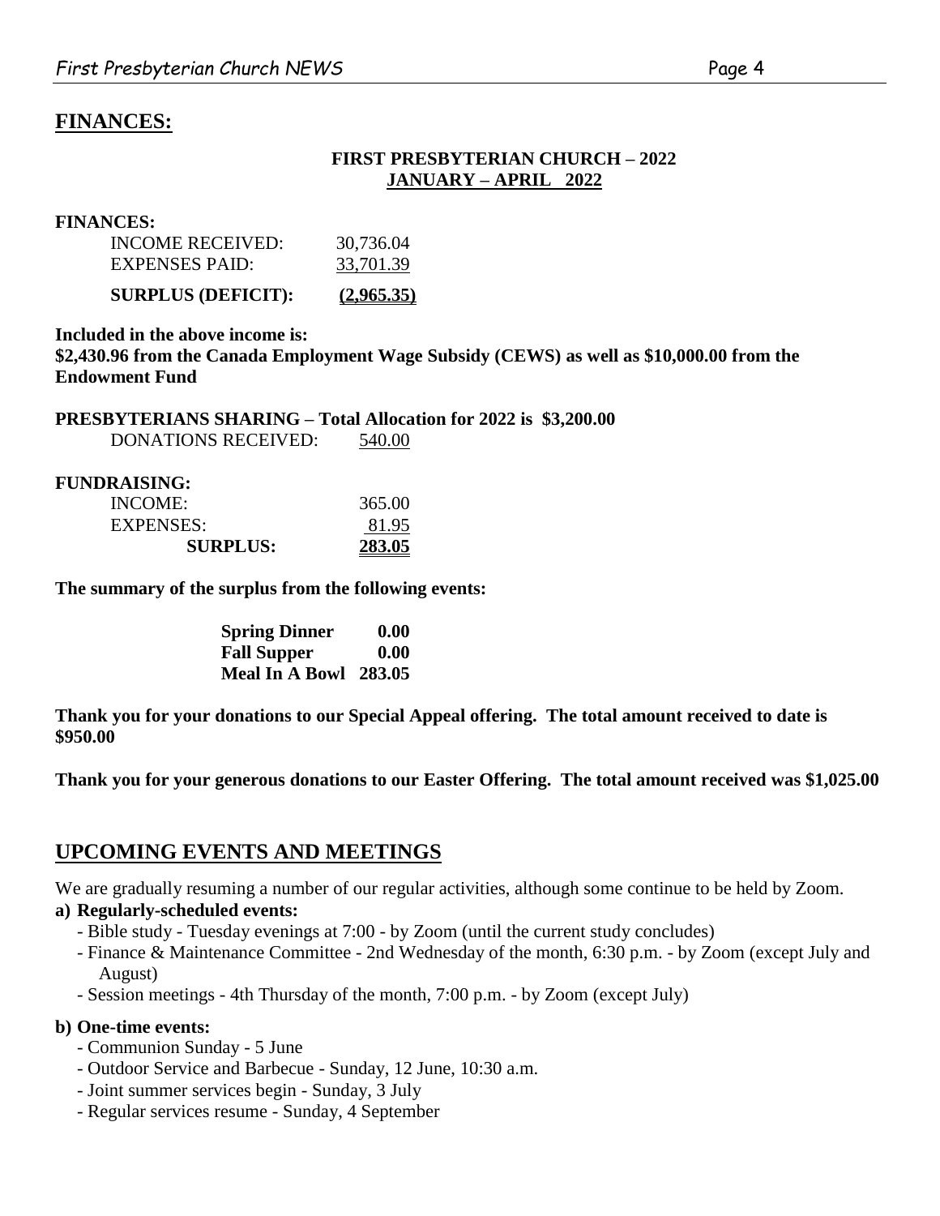## FINANCES:

**FIRST PRESBYTERIAN CHURCH – 2022**
**JANUARY – APRIL 2022**

**FINANCES:**

| | |
|---|---|
| INCOME RECEIVED: | 30,736.04 |
| EXPENSES PAID: | 33,701.39 |
| **SURPLUS (DEFICIT):** | **(2,965.35)** |

**Included in the above income is:**
**$2,430.96 from the Canada Employment Wage Subsidy (CEWS) as well as $10,000.00 from the Endowment Fund**

**PRESBYTERIANS SHARING – Total Allocation for 2022 is $3,200.00**

| | |
|---|---|
| DONATIONS RECEIVED: | 540.00 |

**FUNDRAISING:**

| | |
|---|---|
| INCOME: | 365.00 |
| EXPENSES: | 81.95 |
| **SURPLUS:** | **283.05** |

**The summary of the surplus from the following events:**

| | |
|---|---|
| **Spring Dinner** | **0.00** |
| **Fall Supper** | **0.00** |
| **Meal In A Bowl** | **283.05** |

**Thank you for your donations to our Special Appeal offering. The total amount received to date is $950.00**

**Thank you for your generous donations to our Easter Offering. The total amount received was $1,025.00**

## UPCOMING EVENTS AND MEETINGS

We are gradually resuming a number of our regular activities, although some continue to be held by Zoom.

**a) Regularly-scheduled events:**

- Bible study - Tuesday evenings at 7:00 - by Zoom (until the current study concludes)
- Finance & Maintenance Committee - 2nd Wednesday of the month, 6:30 p.m. - by Zoom (except July and August)
- Session meetings - 4th Thursday of the month, 7:00 p.m. - by Zoom (except July)

**b) One-time events:**

- Communion Sunday - 5 June
- Outdoor Service and Barbecue - Sunday, 12 June, 10:30 a.m.
- Joint summer services begin - Sunday, 3 July
- Regular services resume - Sunday, 4 September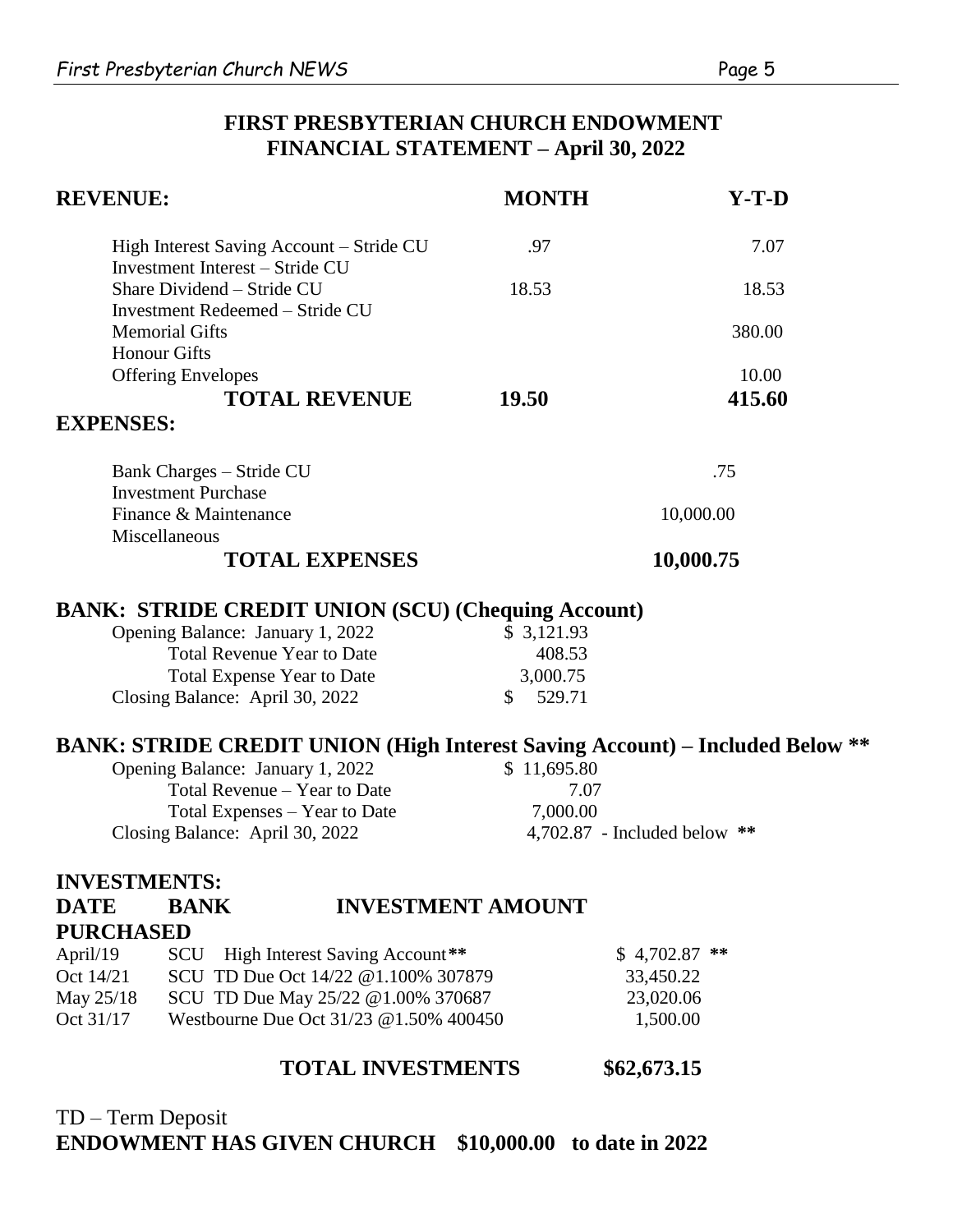## FIRST PRESBYTERIAN CHURCH ENDOWMENT
## FINANCIAL STATEMENT – April 30, 2022

| **REVENUE:** | **MONTH** | **Y-T-D** |
|---|---|---|
| High Interest Saving Account – Stride CU | .97 | 7.07 |
| Investment Interest – Stride CU | | |
| Share Dividend – Stride CU | 18.53 | 18.53 |
| Investment Redeemed – Stride CU | | |
| Memorial Gifts | | 380.00 |
| Honour Gifts | | |
| Offering Envelopes | | 10.00 |
| **TOTAL REVENUE** | **19.50** | **415.60** |

| **EXPENSES:** | | |
|---|---|---|
| Bank Charges – Stride CU | | .75 |
| Investment Purchase | | |
| Finance & Maintenance | | 10,000.00 |
| Miscellaneous | | |
| **TOTAL EXPENSES** | | **10,000.75** |

### BANK: STRIDE CREDIT UNION (SCU) (Chequing Account)

| | |
|---|---|
| Opening Balance: January 1, 2022 | $ 3,121.93 |
| Total Revenue Year to Date | 408.53 |
| Total Expense Year to Date | 3,000.75 |
| Closing Balance: April 30, 2022 | $ 529.71 |

### BANK: STRIDE CREDIT UNION (High Interest Saving Account) – Included Below **

| | |
|---|---|
| Opening Balance: January 1, 2022 | $ 11,695.80 |
| Total Revenue – Year to Date | 7.07 |
| Total Expenses – Year to Date | 7,000.00 |
| Closing Balance: April 30, 2022 | 4,702.87 - Included below ** |

### INVESTMENTS:

| DATE PURCHASED | BANK | INVESTMENT AMOUNT | |
|---|---|---|---|
| April/19 | SCU | High Interest Saving Account** | $ 4,702.87 ** |
| Oct 14/21 | SCU | TD Due Oct 14/22 @1.100% 307879 | 33,450.22 |
| May 25/18 | SCU | TD Due May 25/22 @1.00% 370687 | 23,020.06 |
| Oct 31/17 | Westbourne | Due Oct 31/23 @1.50% 400450 | 1,500.00 |
| | | **TOTAL INVESTMENTS** | **$62,673.15** |

TD – Term Deposit

**ENDOWMENT HAS GIVEN CHURCH $10,000.00 to date in 2022**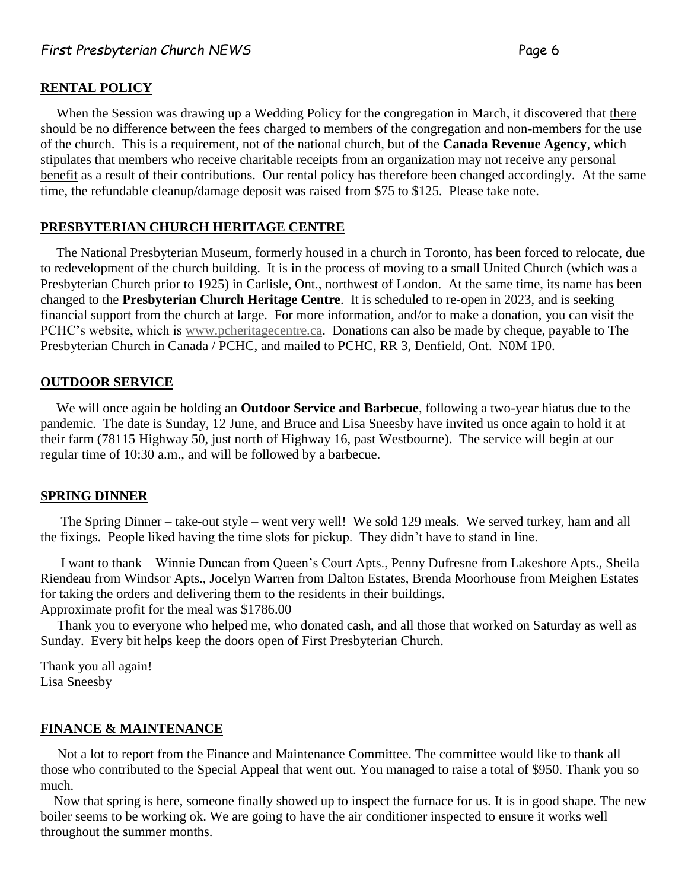## RENTAL POLICY

When the Session was drawing up a Wedding Policy for the congregation in March, it discovered that there should be no difference between the fees charged to members of the congregation and non-members for the use of the church. This is a requirement, not of the national church, but of the **Canada Revenue Agency**, which stipulates that members who receive charitable receipts from an organization may not receive any personal benefit as a result of their contributions. Our rental policy has therefore been changed accordingly. At the same time, the refundable cleanup/damage deposit was raised from $75 to $125. Please take note.

## PRESBYTERIAN CHURCH HERITAGE CENTRE

The National Presbyterian Museum, formerly housed in a church in Toronto, has been forced to relocate, due to redevelopment of the church building. It is in the process of moving to a small United Church (which was a Presbyterian Church prior to 1925) in Carlisle, Ont., northwest of London. At the same time, its name has been changed to the **Presbyterian Church Heritage Centre**. It is scheduled to re-open in 2023, and is seeking financial support from the church at large. For more information, and/or to make a donation, you can visit the PCHC's website, which is www.pcheritagecentre.ca. Donations can also be made by cheque, payable to The Presbyterian Church in Canada / PCHC, and mailed to PCHC, RR 3, Denfield, Ont. N0M 1P0.

## OUTDOOR SERVICE

We will once again be holding an **Outdoor Service and Barbecue**, following a two-year hiatus due to the pandemic. The date is Sunday, 12 June, and Bruce and Lisa Sneesby have invited us once again to hold it at their farm (78115 Highway 50, just north of Highway 16, past Westbourne). The service will begin at our regular time of 10:30 a.m., and will be followed by a barbecue.

## SPRING DINNER

The Spring Dinner – take-out style – went very well! We sold 129 meals. We served turkey, ham and all the fixings. People liked having the time slots for pickup. They didn't have to stand in line.

I want to thank – Winnie Duncan from Queen's Court Apts., Penny Dufresne from Lakeshore Apts., Sheila Riendeau from Windsor Apts., Jocelyn Warren from Dalton Estates, Brenda Moorhouse from Meighen Estates for taking the orders and delivering them to the residents in their buildings.
Approximate profit for the meal was $1786.00

Thank you to everyone who helped me, who donated cash, and all those that worked on Saturday as well as Sunday. Every bit helps keep the doors open of First Presbyterian Church.

Thank you all again!
Lisa Sneesby

## FINANCE & MAINTENANCE

Not a lot to report from the Finance and Maintenance Committee. The committee would like to thank all those who contributed to the Special Appeal that went out. You managed to raise a total of $950. Thank you so much.

Now that spring is here, someone finally showed up to inspect the furnace for us. It is in good shape. The new boiler seems to be working ok. We are going to have the air conditioner inspected to ensure it works well throughout the summer months.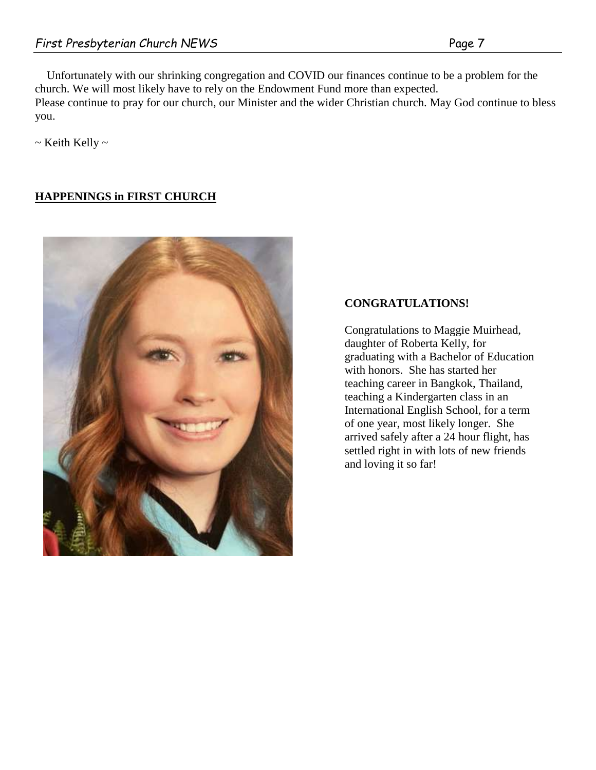Unfortunately with our shrinking congregation and COVID our finances continue to be a problem for the church. We will most likely have to rely on the Endowment Fund more than expected.
Please continue to pray for our church, our Minister and the wider Christian church. May God continue to bless you.

~ Keith Kelly ~

## HAPPENINGS in FIRST CHURCH

### CONGRATULATIONS!

Congratulations to Maggie Muirhead, daughter of Roberta Kelly, for graduating with a Bachelor of Education with honors. She has started her teaching career in Bangkok, Thailand, teaching a Kindergarten class in an International English School, for a term of one year, most likely longer. She arrived safely after a 24 hour flight, has settled right in with lots of new friends and loving it so far!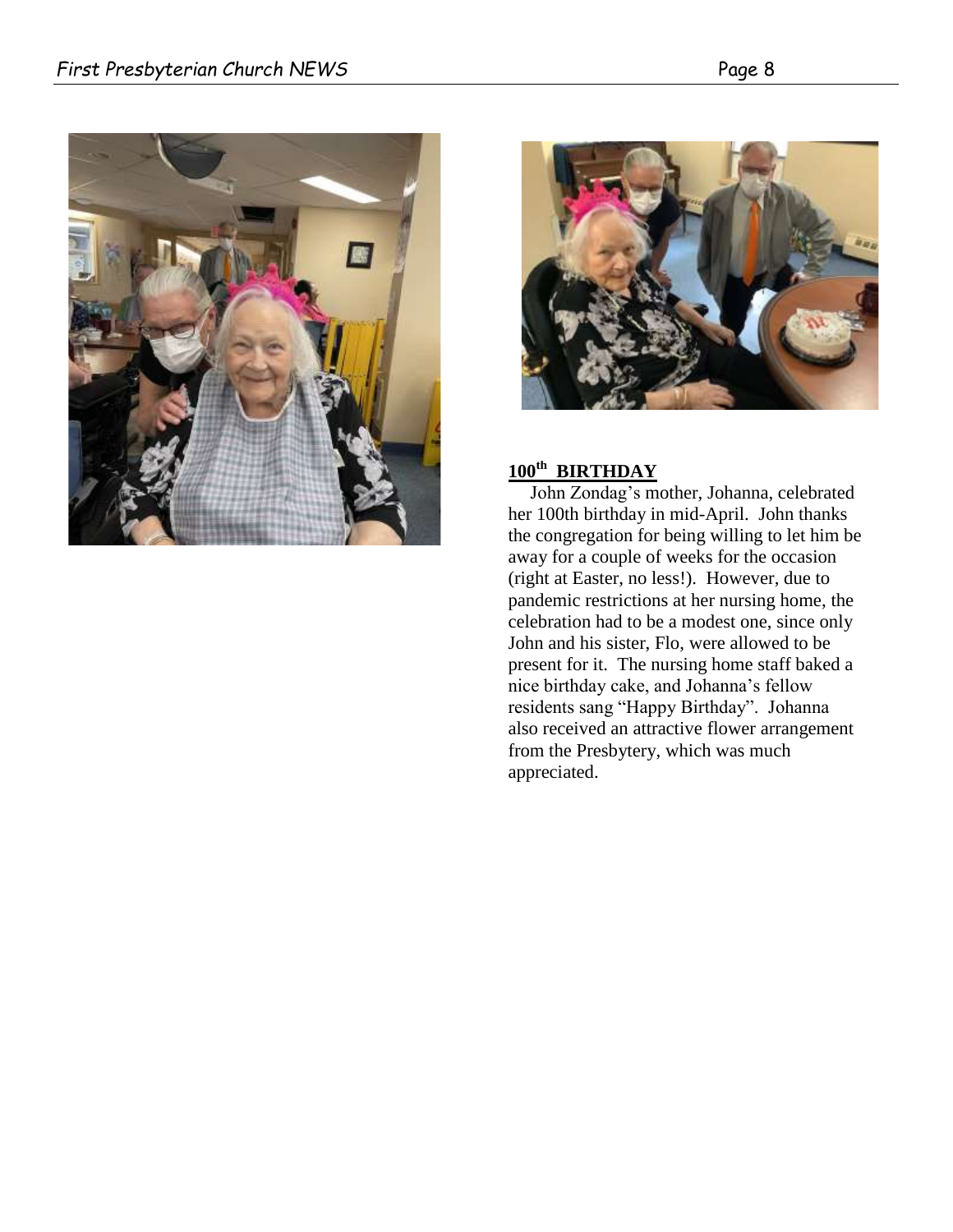## 100th BIRTHDAY

John Zondag's mother, Johanna, celebrated her 100th birthday in mid-April. John thanks the congregation for being willing to let him be away for a couple of weeks for the occasion (right at Easter, no less!). However, due to pandemic restrictions at her nursing home, the celebration had to be a modest one, since only John and his sister, Flo, were allowed to be present for it. The nursing home staff baked a nice birthday cake, and Johanna's fellow residents sang "Happy Birthday". Johanna also received an attractive flower arrangement from the Presbytery, which was much appreciated.